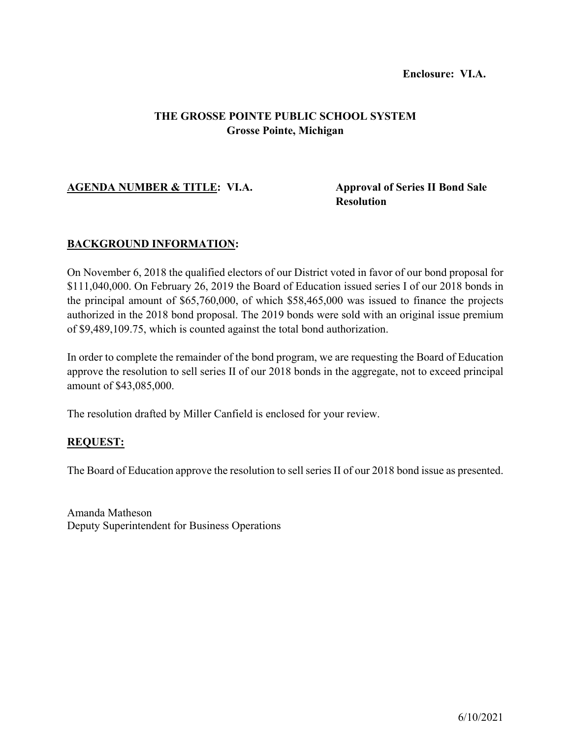**Enclosure: VI.A.**

**THE GROSSE POINTE PUBLIC SCHOOL SYSTEM**
**Grosse Pointe, Michigan**

**AGENDA NUMBER & TITLE: VI.A.** **Approval of Series II Bond Sale Resolution**

**BACKGROUND INFORMATION:**

On November 6, 2018 the qualified electors of our District voted in favor of our bond proposal for $111,040,000. On February 26, 2019 the Board of Education issued series I of our 2018 bonds in the principal amount of $65,760,000, of which $58,465,000 was issued to finance the projects authorized in the 2018 bond proposal. The 2019 bonds were sold with an original issue premium of $9,489,109.75, which is counted against the total bond authorization.

In order to complete the remainder of the bond program, we are requesting the Board of Education approve the resolution to sell series II of our 2018 bonds in the aggregate, not to exceed principal amount of $43,085,000.

The resolution drafted by Miller Canfield is enclosed for your review.

**REQUEST:**

The Board of Education approve the resolution to sell series II of our 2018 bond issue as presented.

Amanda Matheson
Deputy Superintendent for Business Operations

6/10/2021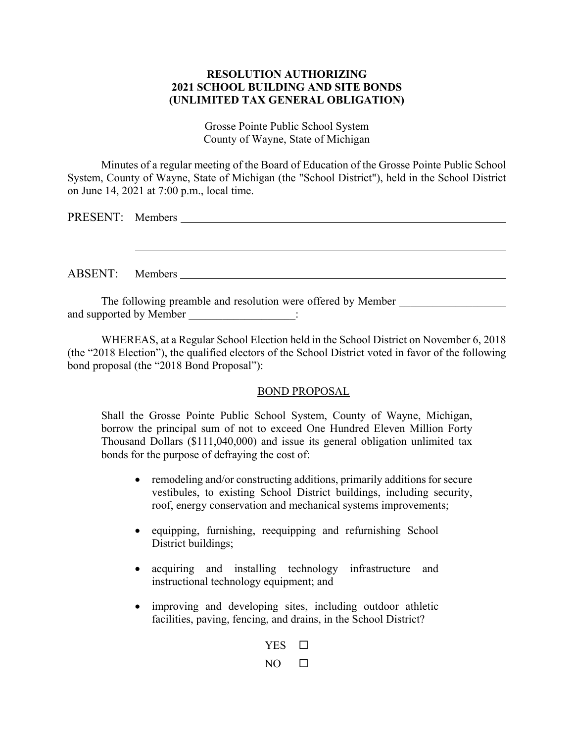**RESOLUTION AUTHORIZING**
**2021 SCHOOL BUILDING AND SITE BONDS**
**(UNLIMITED TAX GENERAL OBLIGATION)**

Grosse Pointe Public School System
County of Wayne, State of Michigan

Minutes of a regular meeting of the Board of Education of the Grosse Pointe Public School System, County of Wayne, State of Michigan (the "School District"), held in the School District on June 14, 2021 at 7:00 p.m., local time.

PRESENT: Members ____________________________________________

____________________________________________

ABSENT: Members ____________________________________________

The following preamble and resolution were offered by Member ___________________ and supported by Member ___________________:

WHEREAS, at a Regular School Election held in the School District on November 6, 2018 (the "2018 Election"), the qualified electors of the School District voted in favor of the following bond proposal (the "2018 Bond Proposal"):

BOND PROPOSAL

Shall the Grosse Pointe Public School System, County of Wayne, Michigan, borrow the principal sum of not to exceed One Hundred Eleven Million Forty Thousand Dollars ($111,040,000) and issue its general obligation unlimited tax bonds for the purpose of defraying the cost of:

- remodeling and/or constructing additions, primarily additions for secure vestibules, to existing School District buildings, including security, roof, energy conservation and mechanical systems improvements;
- equipping, furnishing, reequipping and refurnishing School District buildings;
- acquiring and installing technology infrastructure and instructional technology equipment; and
- improving and developing sites, including outdoor athletic facilities, paving, fencing, and drains, in the School District?

YES ☐

NO ☐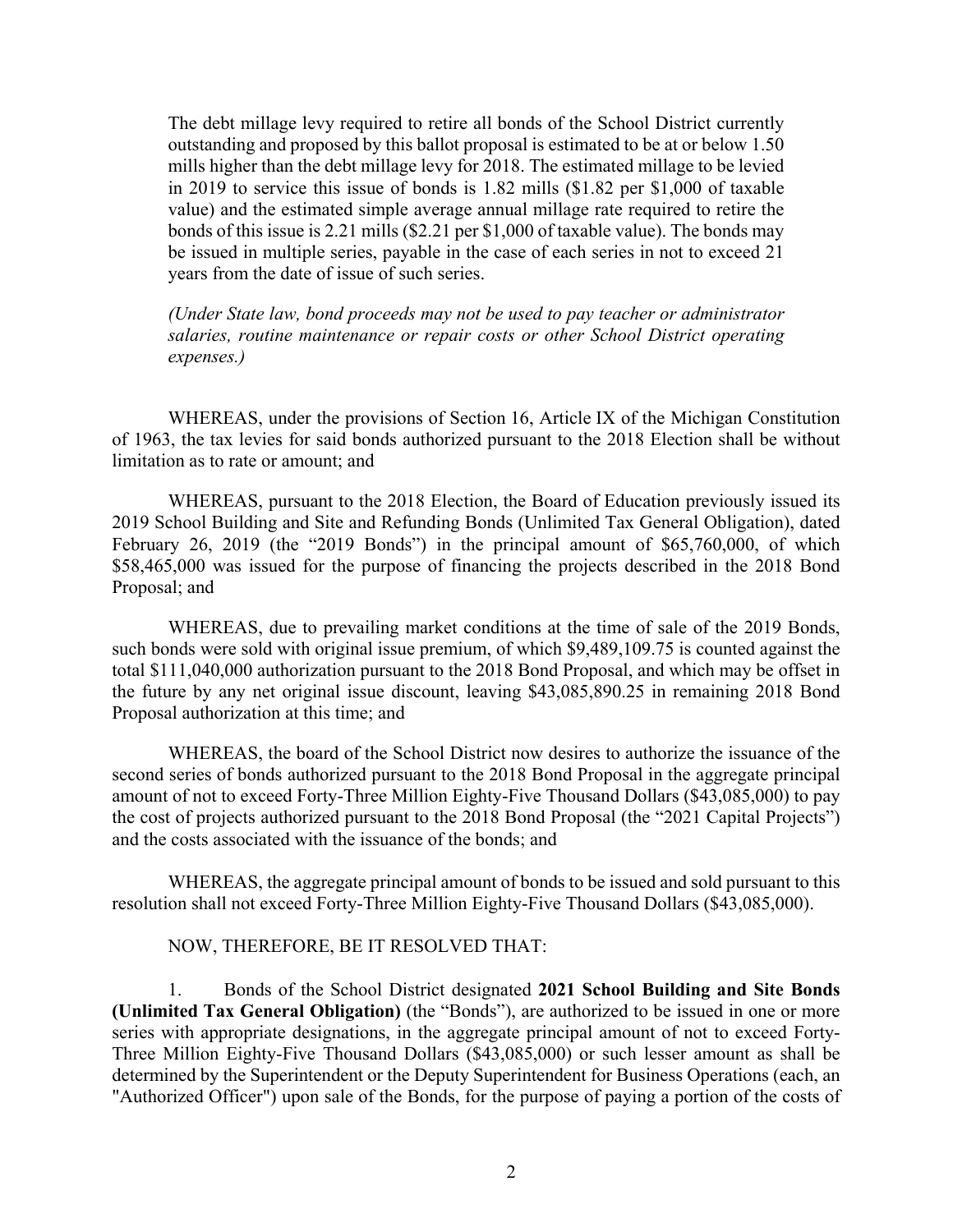The debt millage levy required to retire all bonds of the School District currently outstanding and proposed by this ballot proposal is estimated to be at or below 1.50 mills higher than the debt millage levy for 2018. The estimated millage to be levied in 2019 to service this issue of bonds is 1.82 mills ($1.82 per $1,000 of taxable value) and the estimated simple average annual millage rate required to retire the bonds of this issue is 2.21 mills ($2.21 per $1,000 of taxable value). The bonds may be issued in multiple series, payable in the case of each series in not to exceed 21 years from the date of issue of such series.

*(Under State law, bond proceeds may not be used to pay teacher or administrator salaries, routine maintenance or repair costs or other School District operating expenses.)*

WHEREAS, under the provisions of Section 16, Article IX of the Michigan Constitution of 1963, the tax levies for said bonds authorized pursuant to the 2018 Election shall be without limitation as to rate or amount; and

WHEREAS, pursuant to the 2018 Election, the Board of Education previously issued its 2019 School Building and Site and Refunding Bonds (Unlimited Tax General Obligation), dated February 26, 2019 (the "2019 Bonds") in the principal amount of $65,760,000, of which $58,465,000 was issued for the purpose of financing the projects described in the 2018 Bond Proposal; and

WHEREAS, due to prevailing market conditions at the time of sale of the 2019 Bonds, such bonds were sold with original issue premium, of which $9,489,109.75 is counted against the total $111,040,000 authorization pursuant to the 2018 Bond Proposal, and which may be offset in the future by any net original issue discount, leaving $43,085,890.25 in remaining 2018 Bond Proposal authorization at this time; and

WHEREAS, the board of the School District now desires to authorize the issuance of the second series of bonds authorized pursuant to the 2018 Bond Proposal in the aggregate principal amount of not to exceed Forty-Three Million Eighty-Five Thousand Dollars ($43,085,000) to pay the cost of projects authorized pursuant to the 2018 Bond Proposal (the "2021 Capital Projects") and the costs associated with the issuance of the bonds; and

WHEREAS, the aggregate principal amount of bonds to be issued and sold pursuant to this resolution shall not exceed Forty-Three Million Eighty-Five Thousand Dollars ($43,085,000).

NOW, THEREFORE, BE IT RESOLVED THAT:

1. Bonds of the School District designated **2021 School Building and Site Bonds (Unlimited Tax General Obligation)** (the "Bonds"), are authorized to be issued in one or more series with appropriate designations, in the aggregate principal amount of not to exceed Forty-Three Million Eighty-Five Thousand Dollars ($43,085,000) or such lesser amount as shall be determined by the Superintendent or the Deputy Superintendent for Business Operations (each, an "Authorized Officer") upon sale of the Bonds, for the purpose of paying a portion of the costs of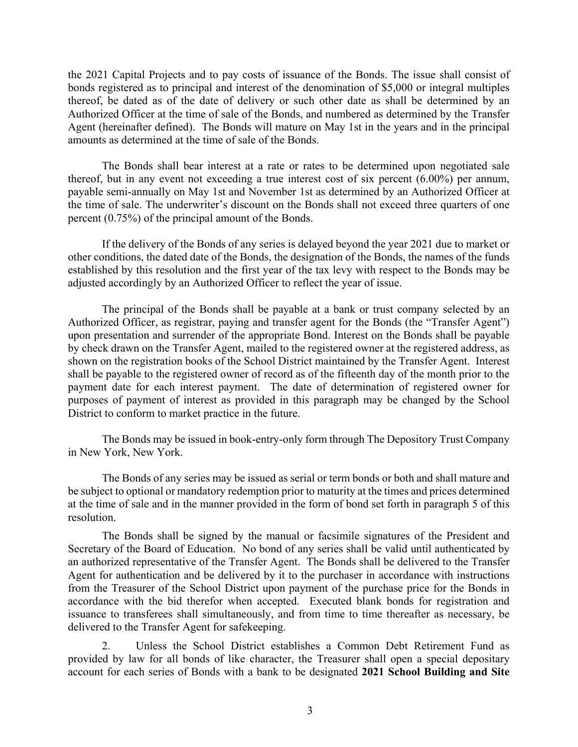the 2021 Capital Projects and to pay costs of issuance of the Bonds. The issue shall consist of bonds registered as to principal and interest of the denomination of $5,000 or integral multiples thereof, be dated as of the date of delivery or such other date as shall be determined by an Authorized Officer at the time of sale of the Bonds, and numbered as determined by the Transfer Agent (hereinafter defined). The Bonds will mature on May 1st in the years and in the principal amounts as determined at the time of sale of the Bonds.

The Bonds shall bear interest at a rate or rates to be determined upon negotiated sale thereof, but in any event not exceeding a true interest cost of six percent (6.00%) per annum, payable semi-annually on May 1st and November 1st as determined by an Authorized Officer at the time of sale. The underwriter's discount on the Bonds shall not exceed three quarters of one percent (0.75%) of the principal amount of the Bonds.

If the delivery of the Bonds of any series is delayed beyond the year 2021 due to market or other conditions, the dated date of the Bonds, the designation of the Bonds, the names of the funds established by this resolution and the first year of the tax levy with respect to the Bonds may be adjusted accordingly by an Authorized Officer to reflect the year of issue.

The principal of the Bonds shall be payable at a bank or trust company selected by an Authorized Officer, as registrar, paying and transfer agent for the Bonds (the "Transfer Agent") upon presentation and surrender of the appropriate Bond. Interest on the Bonds shall be payable by check drawn on the Transfer Agent, mailed to the registered owner at the registered address, as shown on the registration books of the School District maintained by the Transfer Agent. Interest shall be payable to the registered owner of record as of the fifteenth day of the month prior to the payment date for each interest payment. The date of determination of registered owner for purposes of payment of interest as provided in this paragraph may be changed by the School District to conform to market practice in the future.

The Bonds may be issued in book-entry-only form through The Depository Trust Company in New York, New York.

The Bonds of any series may be issued as serial or term bonds or both and shall mature and be subject to optional or mandatory redemption prior to maturity at the times and prices determined at the time of sale and in the manner provided in the form of bond set forth in paragraph 5 of this resolution.

The Bonds shall be signed by the manual or facsimile signatures of the President and Secretary of the Board of Education. No bond of any series shall be valid until authenticated by an authorized representative of the Transfer Agent. The Bonds shall be delivered to the Transfer Agent for authentication and be delivered by it to the purchaser in accordance with instructions from the Treasurer of the School District upon payment of the purchase price for the Bonds in accordance with the bid therefor when accepted. Executed blank bonds for registration and issuance to transferees shall simultaneously, and from time to time thereafter as necessary, be delivered to the Transfer Agent for safekeeping.

2. Unless the School District establishes a Common Debt Retirement Fund as provided by law for all bonds of like character, the Treasurer shall open a special depositary account for each series of Bonds with a bank to be designated **2021 School Building and Site**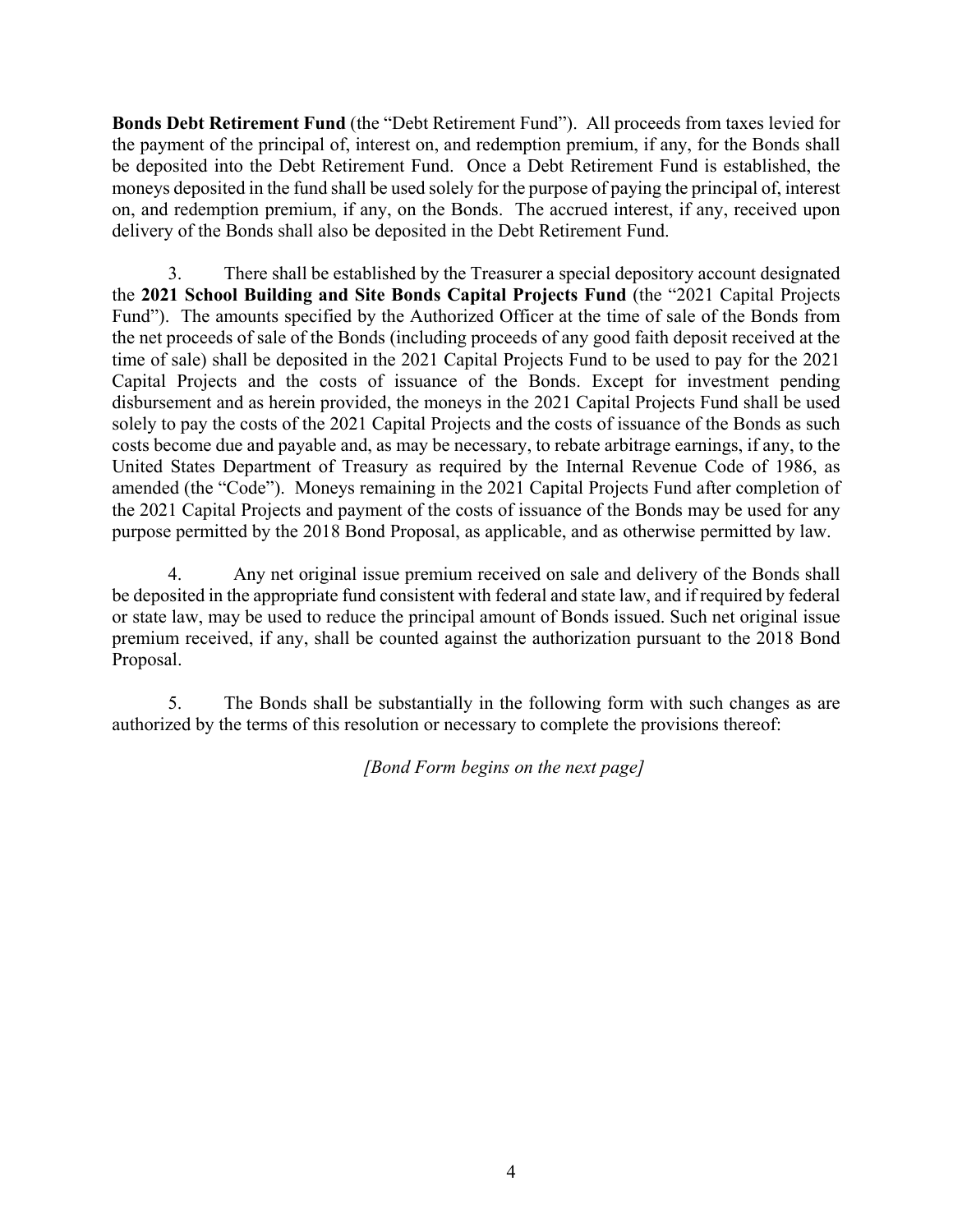**Bonds Debt Retirement Fund** (the "Debt Retirement Fund"). All proceeds from taxes levied for the payment of the principal of, interest on, and redemption premium, if any, for the Bonds shall be deposited into the Debt Retirement Fund. Once a Debt Retirement Fund is established, the moneys deposited in the fund shall be used solely for the purpose of paying the principal of, interest on, and redemption premium, if any, on the Bonds. The accrued interest, if any, received upon delivery of the Bonds shall also be deposited in the Debt Retirement Fund.

3. There shall be established by the Treasurer a special depository account designated the **2021 School Building and Site Bonds Capital Projects Fund** (the "2021 Capital Projects Fund"). The amounts specified by the Authorized Officer at the time of sale of the Bonds from the net proceeds of sale of the Bonds (including proceeds of any good faith deposit received at the time of sale) shall be deposited in the 2021 Capital Projects Fund to be used to pay for the 2021 Capital Projects and the costs of issuance of the Bonds. Except for investment pending disbursement and as herein provided, the moneys in the 2021 Capital Projects Fund shall be used solely to pay the costs of the 2021 Capital Projects and the costs of issuance of the Bonds as such costs become due and payable and, as may be necessary, to rebate arbitrage earnings, if any, to the United States Department of Treasury as required by the Internal Revenue Code of 1986, as amended (the "Code"). Moneys remaining in the 2021 Capital Projects Fund after completion of the 2021 Capital Projects and payment of the costs of issuance of the Bonds may be used for any purpose permitted by the 2018 Bond Proposal, as applicable, and as otherwise permitted by law.

4. Any net original issue premium received on sale and delivery of the Bonds shall be deposited in the appropriate fund consistent with federal and state law, and if required by federal or state law, may be used to reduce the principal amount of Bonds issued. Such net original issue premium received, if any, shall be counted against the authorization pursuant to the 2018 Bond Proposal.

5. The Bonds shall be substantially in the following form with such changes as are authorized by the terms of this resolution or necessary to complete the provisions thereof:

*[Bond Form begins on the next page]*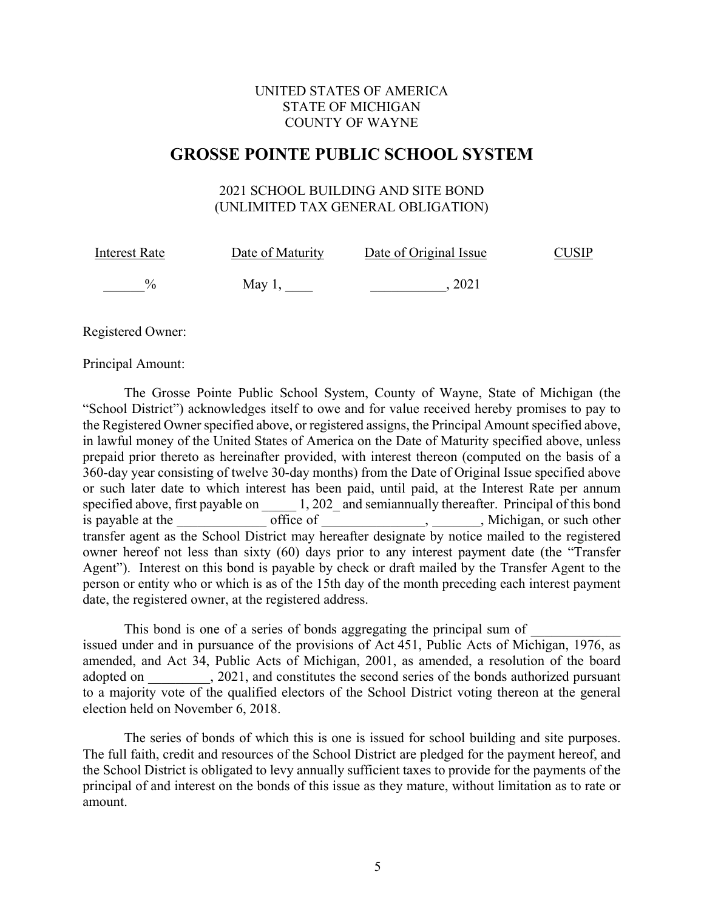UNITED STATES OF AMERICA
STATE OF MICHIGAN
COUNTY OF WAYNE

# GROSSE POINTE PUBLIC SCHOOL SYSTEM

2021 SCHOOL BUILDING AND SITE BOND
(UNLIMITED TAX GENERAL OBLIGATION)

| Interest Rate | Date of Maturity | Date of Original Issue | CUSIP |
|---|---|---|---|
| ______% | May 1, ____ | ___________, 2021 | |

Registered Owner:

Principal Amount:

The Grosse Pointe Public School System, County of Wayne, State of Michigan (the "School District") acknowledges itself to owe and for value received hereby promises to pay to the Registered Owner specified above, or registered assigns, the Principal Amount specified above, in lawful money of the United States of America on the Date of Maturity specified above, unless prepaid prior thereto as hereinafter provided, with interest thereon (computed on the basis of a 360-day year consisting of twelve 30-day months) from the Date of Original Issue specified above or such later date to which interest has been paid, until paid, at the Interest Rate per annum specified above, first payable on _____ 1, 202_ and semiannually thereafter. Principal of this bond is payable at the _____________ office of _______________, _______, Michigan, or such other transfer agent as the School District may hereafter designate by notice mailed to the registered owner hereof not less than sixty (60) days prior to any interest payment date (the "Transfer Agent"). Interest on this bond is payable by check or draft mailed by the Transfer Agent to the person or entity who or which is as of the 15th day of the month preceding each interest payment date, the registered owner, at the registered address.

This bond is one of a series of bonds aggregating the principal sum of _____________ issued under and in pursuance of the provisions of Act 451, Public Acts of Michigan, 1976, as amended, and Act 34, Public Acts of Michigan, 2001, as amended, a resolution of the board adopted on _________, 2021, and constitutes the second series of the bonds authorized pursuant to a majority vote of the qualified electors of the School District voting thereon at the general election held on November 6, 2018.

The series of bonds of which this is one is issued for school building and site purposes. The full faith, credit and resources of the School District are pledged for the payment hereof, and the School District is obligated to levy annually sufficient taxes to provide for the payments of the principal of and interest on the bonds of this issue as they mature, without limitation as to rate or amount.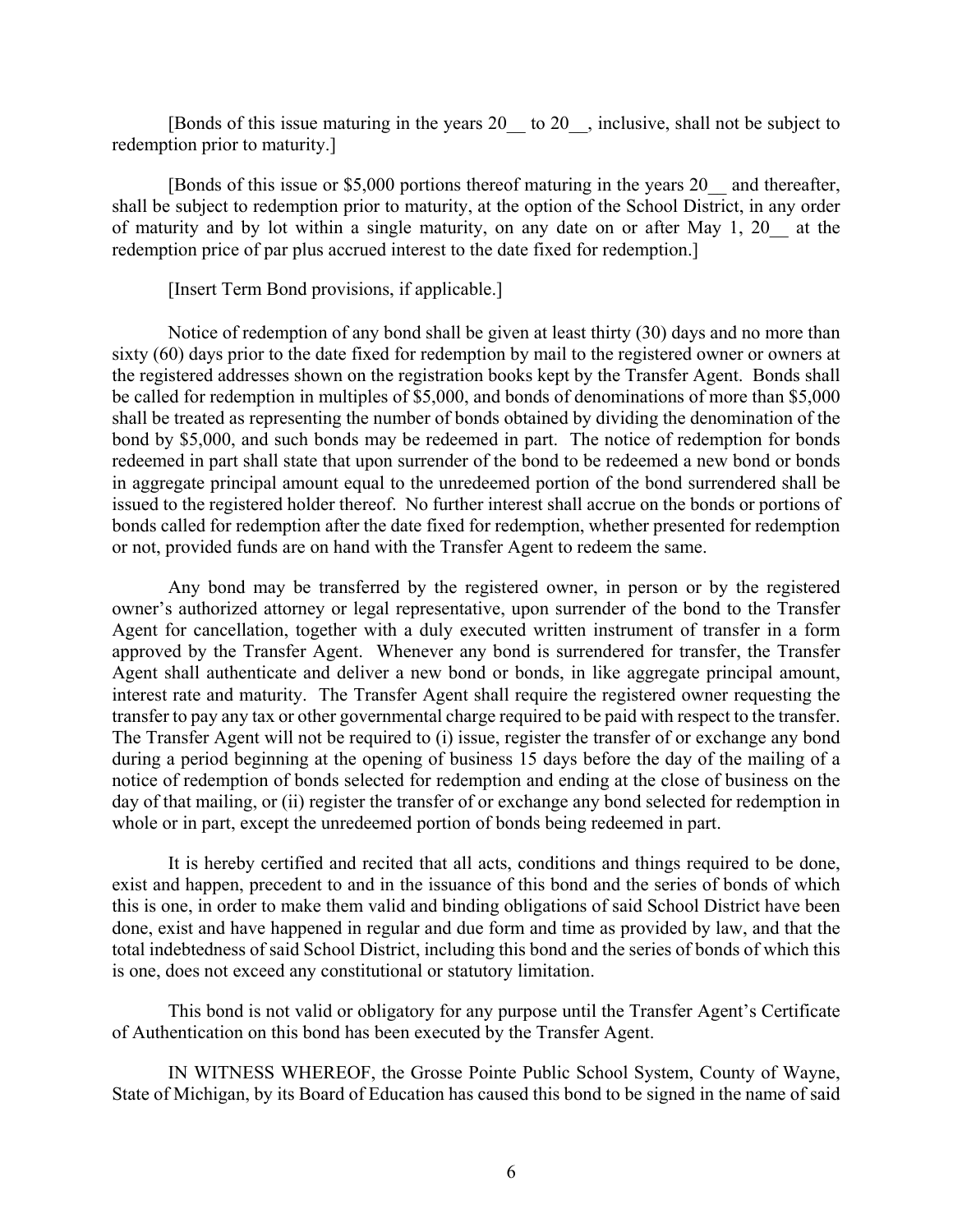[Bonds of this issue maturing in the years 20__ to 20__, inclusive, shall not be subject to redemption prior to maturity.]

[Bonds of this issue or $5,000 portions thereof maturing in the years 20__ and thereafter, shall be subject to redemption prior to maturity, at the option of the School District, in any order of maturity and by lot within a single maturity, on any date on or after May 1, 20__ at the redemption price of par plus accrued interest to the date fixed for redemption.]

[Insert Term Bond provisions, if applicable.]

Notice of redemption of any bond shall be given at least thirty (30) days and no more than sixty (60) days prior to the date fixed for redemption by mail to the registered owner or owners at the registered addresses shown on the registration books kept by the Transfer Agent. Bonds shall be called for redemption in multiples of $5,000, and bonds of denominations of more than $5,000 shall be treated as representing the number of bonds obtained by dividing the denomination of the bond by $5,000, and such bonds may be redeemed in part. The notice of redemption for bonds redeemed in part shall state that upon surrender of the bond to be redeemed a new bond or bonds in aggregate principal amount equal to the unredeemed portion of the bond surrendered shall be issued to the registered holder thereof. No further interest shall accrue on the bonds or portions of bonds called for redemption after the date fixed for redemption, whether presented for redemption or not, provided funds are on hand with the Transfer Agent to redeem the same.

Any bond may be transferred by the registered owner, in person or by the registered owner's authorized attorney or legal representative, upon surrender of the bond to the Transfer Agent for cancellation, together with a duly executed written instrument of transfer in a form approved by the Transfer Agent. Whenever any bond is surrendered for transfer, the Transfer Agent shall authenticate and deliver a new bond or bonds, in like aggregate principal amount, interest rate and maturity. The Transfer Agent shall require the registered owner requesting the transfer to pay any tax or other governmental charge required to be paid with respect to the transfer. The Transfer Agent will not be required to (i) issue, register the transfer of or exchange any bond during a period beginning at the opening of business 15 days before the day of the mailing of a notice of redemption of bonds selected for redemption and ending at the close of business on the day of that mailing, or (ii) register the transfer of or exchange any bond selected for redemption in whole or in part, except the unredeemed portion of bonds being redeemed in part.

It is hereby certified and recited that all acts, conditions and things required to be done, exist and happen, precedent to and in the issuance of this bond and the series of bonds of which this is one, in order to make them valid and binding obligations of said School District have been done, exist and have happened in regular and due form and time as provided by law, and that the total indebtedness of said School District, including this bond and the series of bonds of which this is one, does not exceed any constitutional or statutory limitation.

This bond is not valid or obligatory for any purpose until the Transfer Agent's Certificate of Authentication on this bond has been executed by the Transfer Agent.

IN WITNESS WHEREOF, the Grosse Pointe Public School System, County of Wayne, State of Michigan, by its Board of Education has caused this bond to be signed in the name of said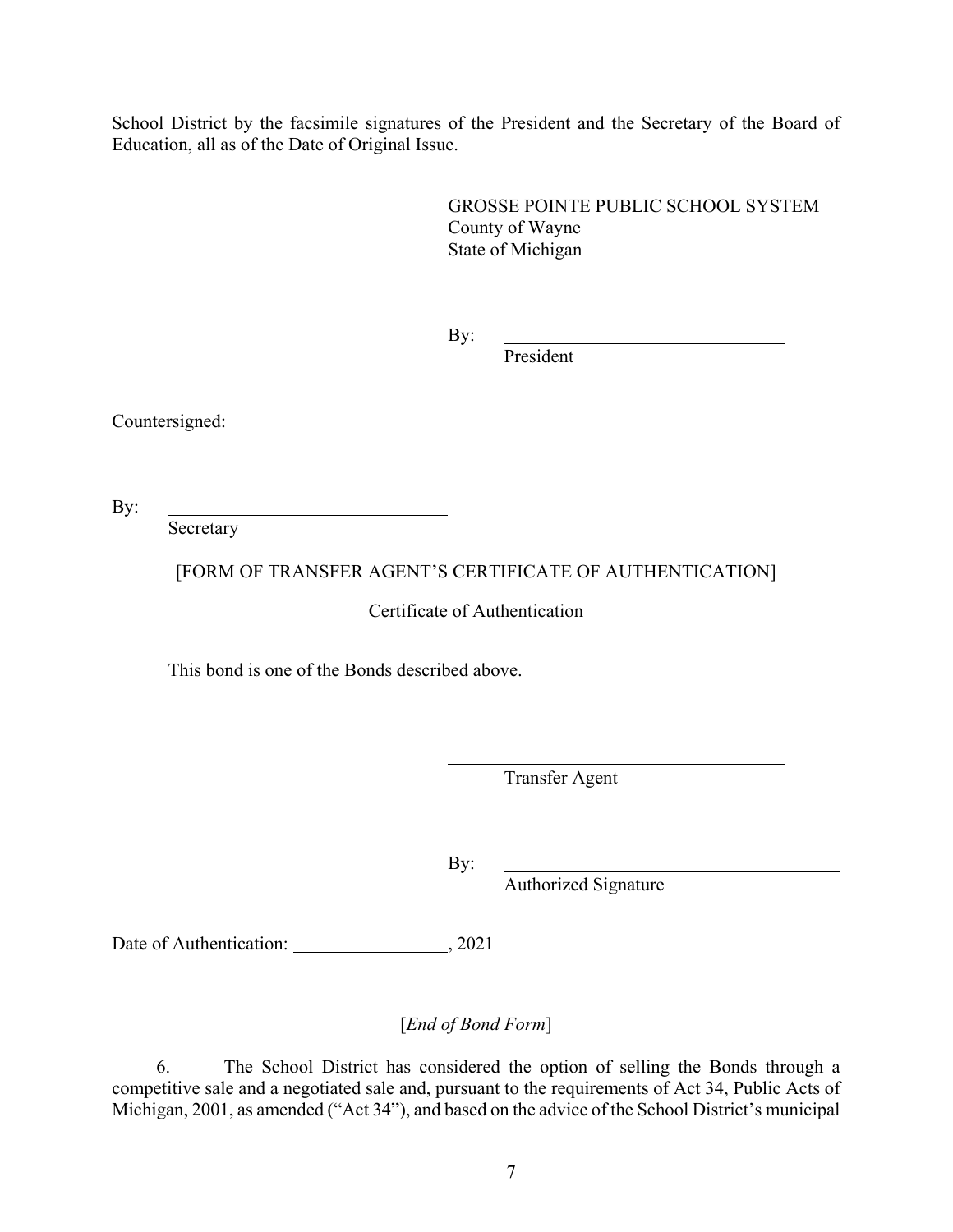School District by the facsimile signatures of the President and the Secretary of the Board of Education, all as of the Date of Original Issue.

GROSSE POINTE PUBLIC SCHOOL SYSTEM
County of Wayne
State of Michigan

By: ______________________________
President

Countersigned:

By: ______________________________
Secretary

[FORM OF TRANSFER AGENT'S CERTIFICATE OF AUTHENTICATION]

Certificate of Authentication

This bond is one of the Bonds described above.

______________________________
Transfer Agent

By: ______________________________
Authorized Signature

Date of Authentication: ________________, 2021

[*End of Bond Form*]

6. The School District has considered the option of selling the Bonds through a competitive sale and a negotiated sale and, pursuant to the requirements of Act 34, Public Acts of Michigan, 2001, as amended ("Act 34"), and based on the advice of the School District's municipal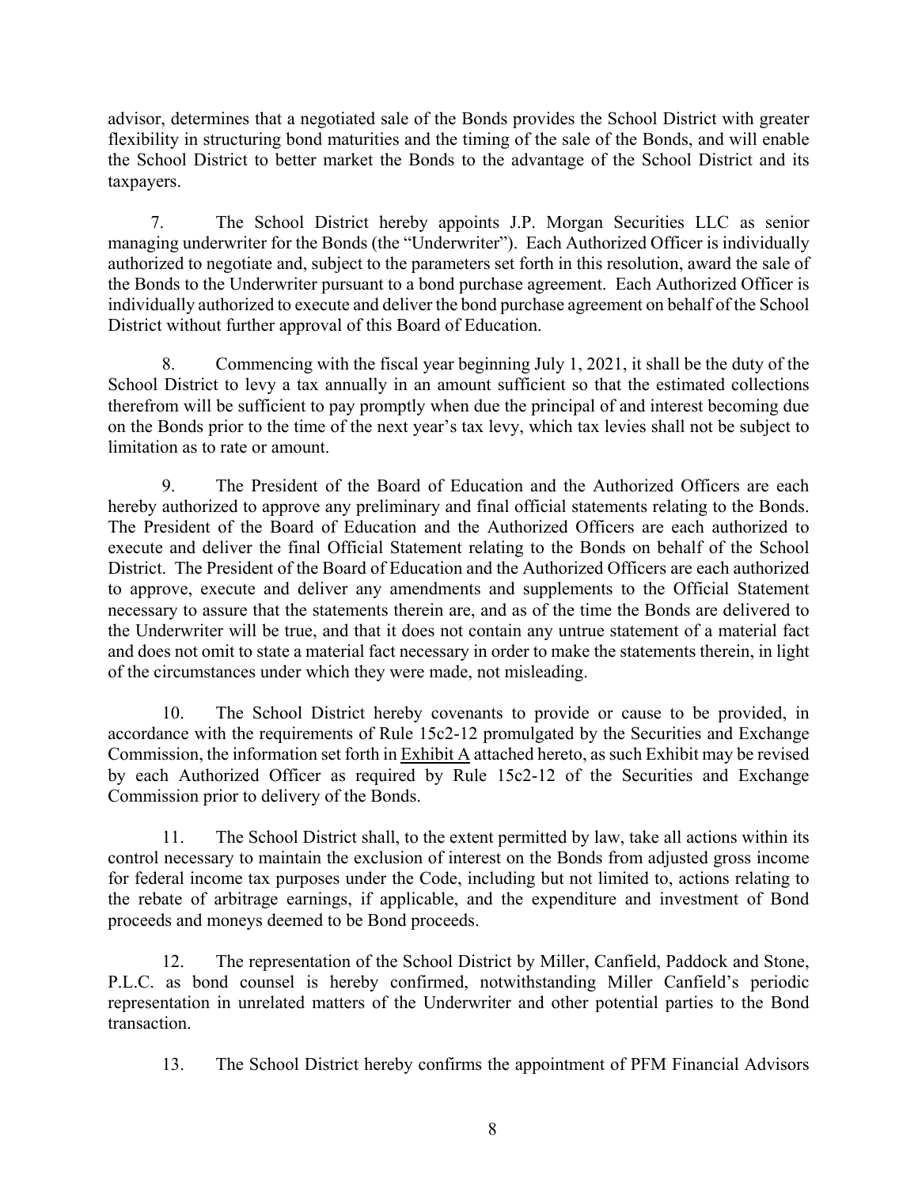advisor, determines that a negotiated sale of the Bonds provides the School District with greater flexibility in structuring bond maturities and the timing of the sale of the Bonds, and will enable the School District to better market the Bonds to the advantage of the School District and its taxpayers.

7. The School District hereby appoints J.P. Morgan Securities LLC as senior managing underwriter for the Bonds (the "Underwriter"). Each Authorized Officer is individually authorized to negotiate and, subject to the parameters set forth in this resolution, award the sale of the Bonds to the Underwriter pursuant to a bond purchase agreement. Each Authorized Officer is individually authorized to execute and deliver the bond purchase agreement on behalf of the School District without further approval of this Board of Education.

8. Commencing with the fiscal year beginning July 1, 2021, it shall be the duty of the School District to levy a tax annually in an amount sufficient so that the estimated collections therefrom will be sufficient to pay promptly when due the principal of and interest becoming due on the Bonds prior to the time of the next year's tax levy, which tax levies shall not be subject to limitation as to rate or amount.

9. The President of the Board of Education and the Authorized Officers are each hereby authorized to approve any preliminary and final official statements relating to the Bonds. The President of the Board of Education and the Authorized Officers are each authorized to execute and deliver the final Official Statement relating to the Bonds on behalf of the School District. The President of the Board of Education and the Authorized Officers are each authorized to approve, execute and deliver any amendments and supplements to the Official Statement necessary to assure that the statements therein are, and as of the time the Bonds are delivered to the Underwriter will be true, and that it does not contain any untrue statement of a material fact and does not omit to state a material fact necessary in order to make the statements therein, in light of the circumstances under which they were made, not misleading.

10. The School District hereby covenants to provide or cause to be provided, in accordance with the requirements of Rule 15c2-12 promulgated by the Securities and Exchange Commission, the information set forth in Exhibit A attached hereto, as such Exhibit may be revised by each Authorized Officer as required by Rule 15c2-12 of the Securities and Exchange Commission prior to delivery of the Bonds.

11. The School District shall, to the extent permitted by law, take all actions within its control necessary to maintain the exclusion of interest on the Bonds from adjusted gross income for federal income tax purposes under the Code, including but not limited to, actions relating to the rebate of arbitrage earnings, if applicable, and the expenditure and investment of Bond proceeds and moneys deemed to be Bond proceeds.

12. The representation of the School District by Miller, Canfield, Paddock and Stone, P.L.C. as bond counsel is hereby confirmed, notwithstanding Miller Canfield's periodic representation in unrelated matters of the Underwriter and other potential parties to the Bond transaction.

13. The School District hereby confirms the appointment of PFM Financial Advisors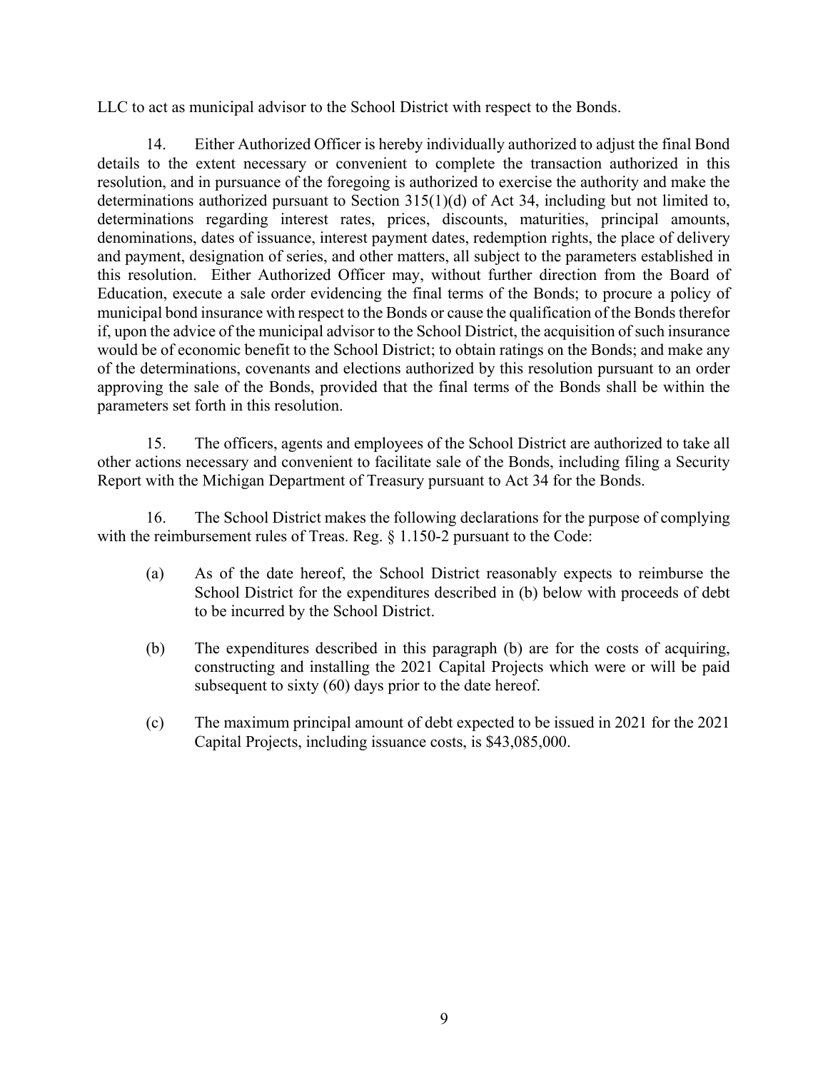LLC to act as municipal advisor to the School District with respect to the Bonds.

14. Either Authorized Officer is hereby individually authorized to adjust the final Bond details to the extent necessary or convenient to complete the transaction authorized in this resolution, and in pursuance of the foregoing is authorized to exercise the authority and make the determinations authorized pursuant to Section 315(1)(d) of Act 34, including but not limited to, determinations regarding interest rates, prices, discounts, maturities, principal amounts, denominations, dates of issuance, interest payment dates, redemption rights, the place of delivery and payment, designation of series, and other matters, all subject to the parameters established in this resolution. Either Authorized Officer may, without further direction from the Board of Education, execute a sale order evidencing the final terms of the Bonds; to procure a policy of municipal bond insurance with respect to the Bonds or cause the qualification of the Bonds therefor if, upon the advice of the municipal advisor to the School District, the acquisition of such insurance would be of economic benefit to the School District; to obtain ratings on the Bonds; and make any of the determinations, covenants and elections authorized by this resolution pursuant to an order approving the sale of the Bonds, provided that the final terms of the Bonds shall be within the parameters set forth in this resolution.

15. The officers, agents and employees of the School District are authorized to take all other actions necessary and convenient to facilitate sale of the Bonds, including filing a Security Report with the Michigan Department of Treasury pursuant to Act 34 for the Bonds.

16. The School District makes the following declarations for the purpose of complying with the reimbursement rules of Treas. Reg. § 1.150-2 pursuant to the Code:

(a) As of the date hereof, the School District reasonably expects to reimburse the School District for the expenditures described in (b) below with proceeds of debt to be incurred by the School District.

(b) The expenditures described in this paragraph (b) are for the costs of acquiring, constructing and installing the 2021 Capital Projects which were or will be paid subsequent to sixty (60) days prior to the date hereof.

(c) The maximum principal amount of debt expected to be issued in 2021 for the 2021 Capital Projects, including issuance costs, is $43,085,000.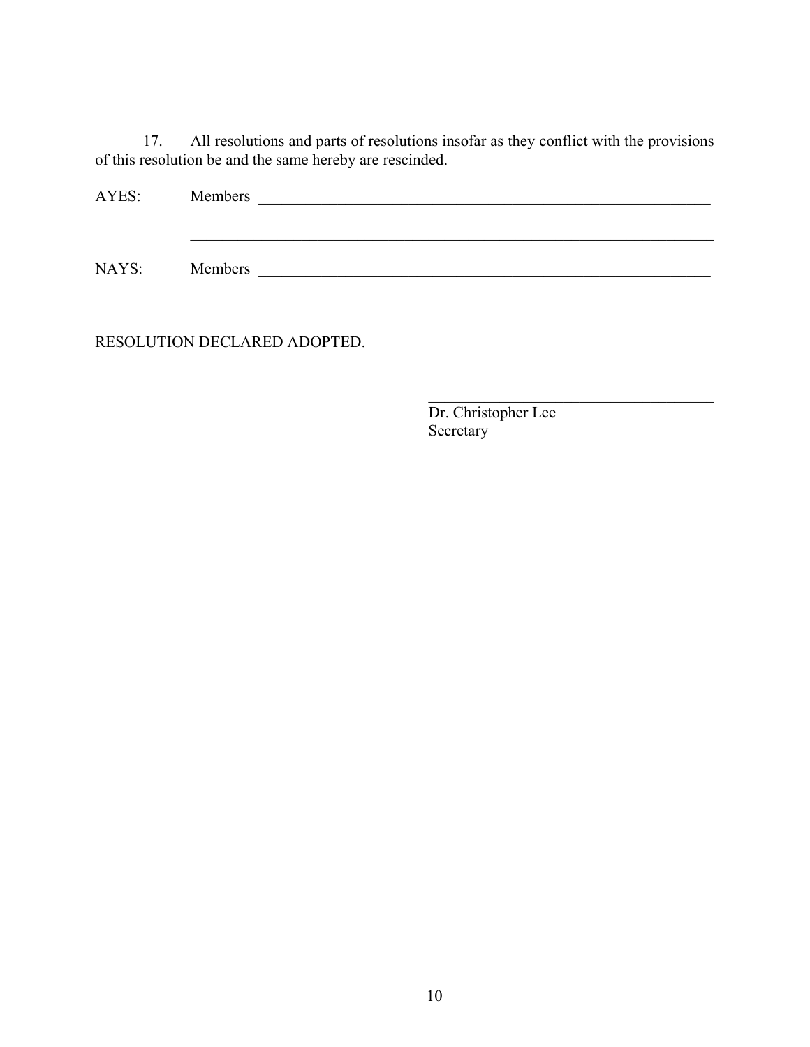17. All resolutions and parts of resolutions insofar as they conflict with the provisions of this resolution be and the same hereby are rescinded.

AYES: Members \_\_\_\_\_\_\_\_\_\_\_\_\_\_\_\_\_\_\_\_\_\_\_\_\_\_\_\_\_\_\_\_\_\_\_\_\_\_\_\_\_\_\_\_\_\_\_\_\_\_\_\_\_\_\_\_

\_\_\_\_\_\_\_\_\_\_\_\_\_\_\_\_\_\_\_\_\_\_\_\_\_\_\_\_\_\_\_\_\_\_\_\_\_\_\_\_\_\_\_\_\_\_\_\_\_\_\_\_\_\_\_\_\_\_\_\_\_\_

NAYS: Members \_\_\_\_\_\_\_\_\_\_\_\_\_\_\_\_\_\_\_\_\_\_\_\_\_\_\_\_\_\_\_\_\_\_\_\_\_\_\_\_\_\_\_\_\_\_\_\_\_\_\_\_\_\_\_\_

RESOLUTION DECLARED ADOPTED.

\_\_\_\_\_\_\_\_\_\_\_\_\_\_\_\_\_\_\_\_\_\_\_\_\_\_\_\_\_\_\_\_\_\_\_\_
Dr. Christopher Lee
Secretary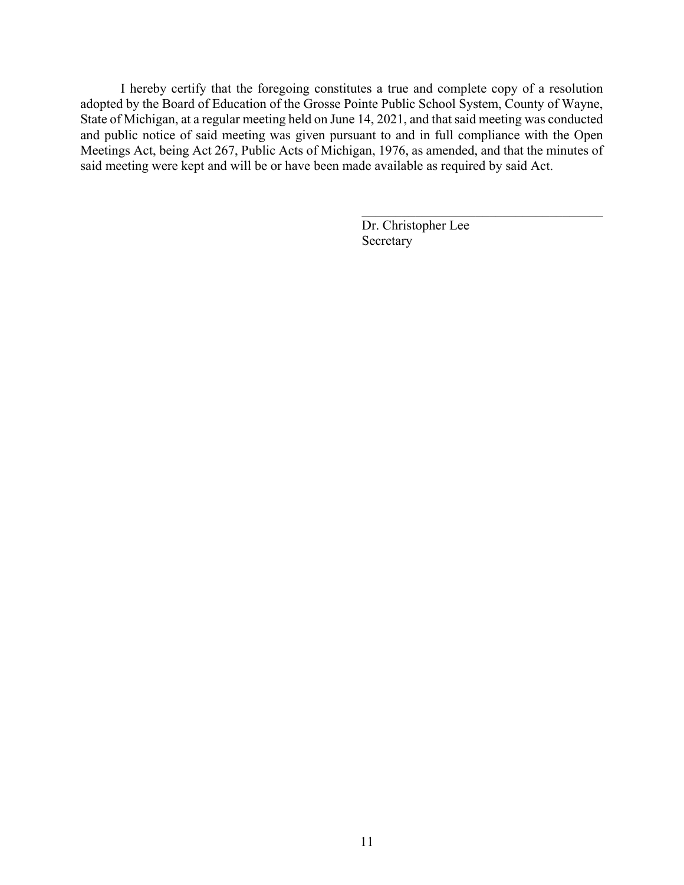I hereby certify that the foregoing constitutes a true and complete copy of a resolution adopted by the Board of Education of the Grosse Pointe Public School System, County of Wayne, State of Michigan, at a regular meeting held on June 14, 2021, and that said meeting was conducted and public notice of said meeting was given pursuant to and in full compliance with the Open Meetings Act, being Act 267, Public Acts of Michigan, 1976, as amended, and that the minutes of said meeting were kept and will be or have been made available as required by said Act.

______________________________________
Dr. Christopher Lee
Secretary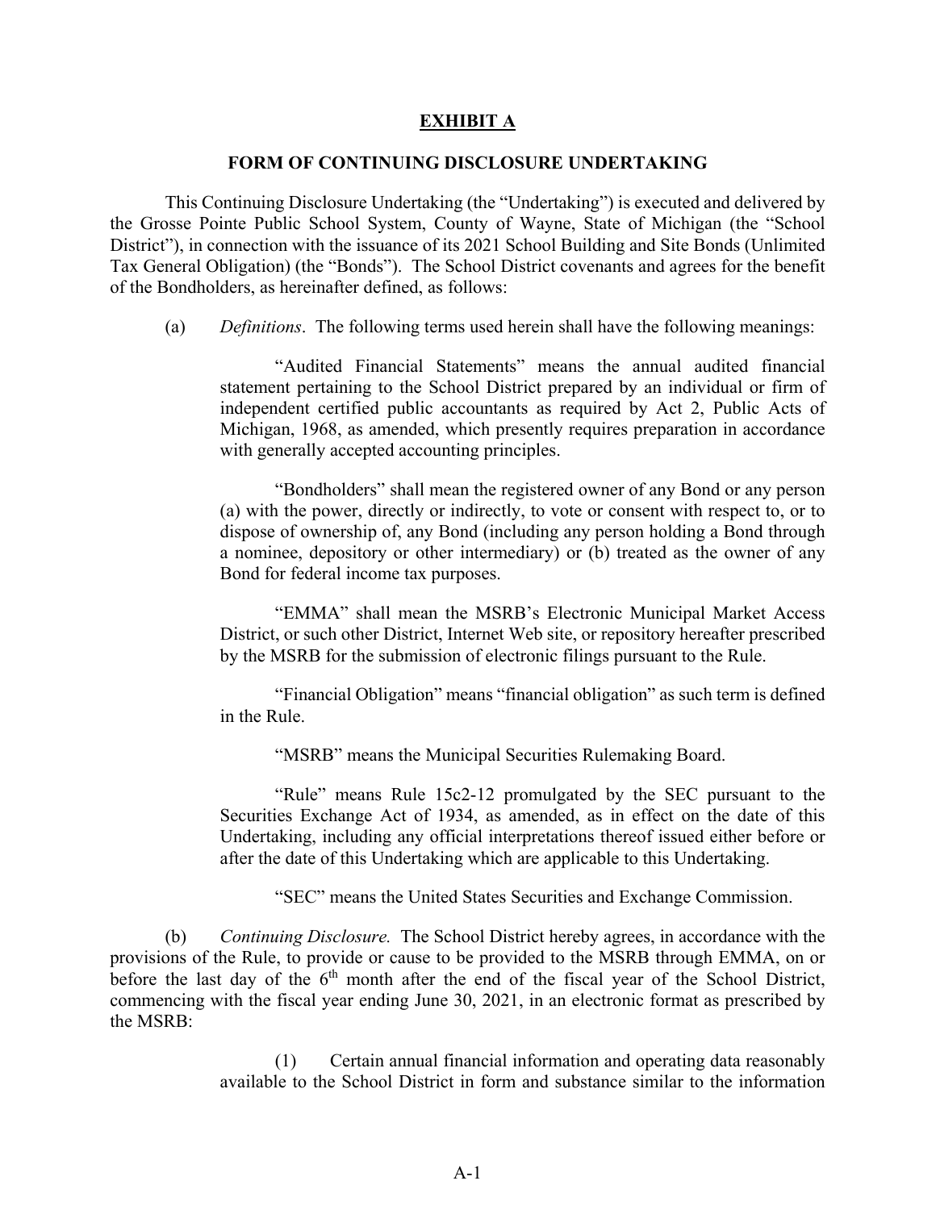# EXHIBIT A

## FORM OF CONTINUING DISCLOSURE UNDERTAKING

This Continuing Disclosure Undertaking (the "Undertaking") is executed and delivered by the Grosse Pointe Public School System, County of Wayne, State of Michigan (the "School District"), in connection with the issuance of its 2021 School Building and Site Bonds (Unlimited Tax General Obligation) (the "Bonds"). The School District covenants and agrees for the benefit of the Bondholders, as hereinafter defined, as follows:

(a) *Definitions*. The following terms used herein shall have the following meanings:

> "Audited Financial Statements" means the annual audited financial statement pertaining to the School District prepared by an individual or firm of independent certified public accountants as required by Act 2, Public Acts of Michigan, 1968, as amended, which presently requires preparation in accordance with generally accepted accounting principles.
>
> "Bondholders" shall mean the registered owner of any Bond or any person (a) with the power, directly or indirectly, to vote or consent with respect to, or to dispose of ownership of, any Bond (including any person holding a Bond through a nominee, depository or other intermediary) or (b) treated as the owner of any Bond for federal income tax purposes.
>
> "EMMA" shall mean the MSRB's Electronic Municipal Market Access District, or such other District, Internet Web site, or repository hereafter prescribed by the MSRB for the submission of electronic filings pursuant to the Rule.
>
> "Financial Obligation" means "financial obligation" as such term is defined in the Rule.
>
> "MSRB" means the Municipal Securities Rulemaking Board.
>
> "Rule" means Rule 15c2-12 promulgated by the SEC pursuant to the Securities Exchange Act of 1934, as amended, as in effect on the date of this Undertaking, including any official interpretations thereof issued either before or after the date of this Undertaking which are applicable to this Undertaking.
>
> "SEC" means the United States Securities and Exchange Commission.

(b) *Continuing Disclosure.* The School District hereby agrees, in accordance with the provisions of the Rule, to provide or cause to be provided to the MSRB through EMMA, on or before the last day of the 6th month after the end of the fiscal year of the School District, commencing with the fiscal year ending June 30, 2021, in an electronic format as prescribed by the MSRB:

> (1) Certain annual financial information and operating data reasonably available to the School District in form and substance similar to the information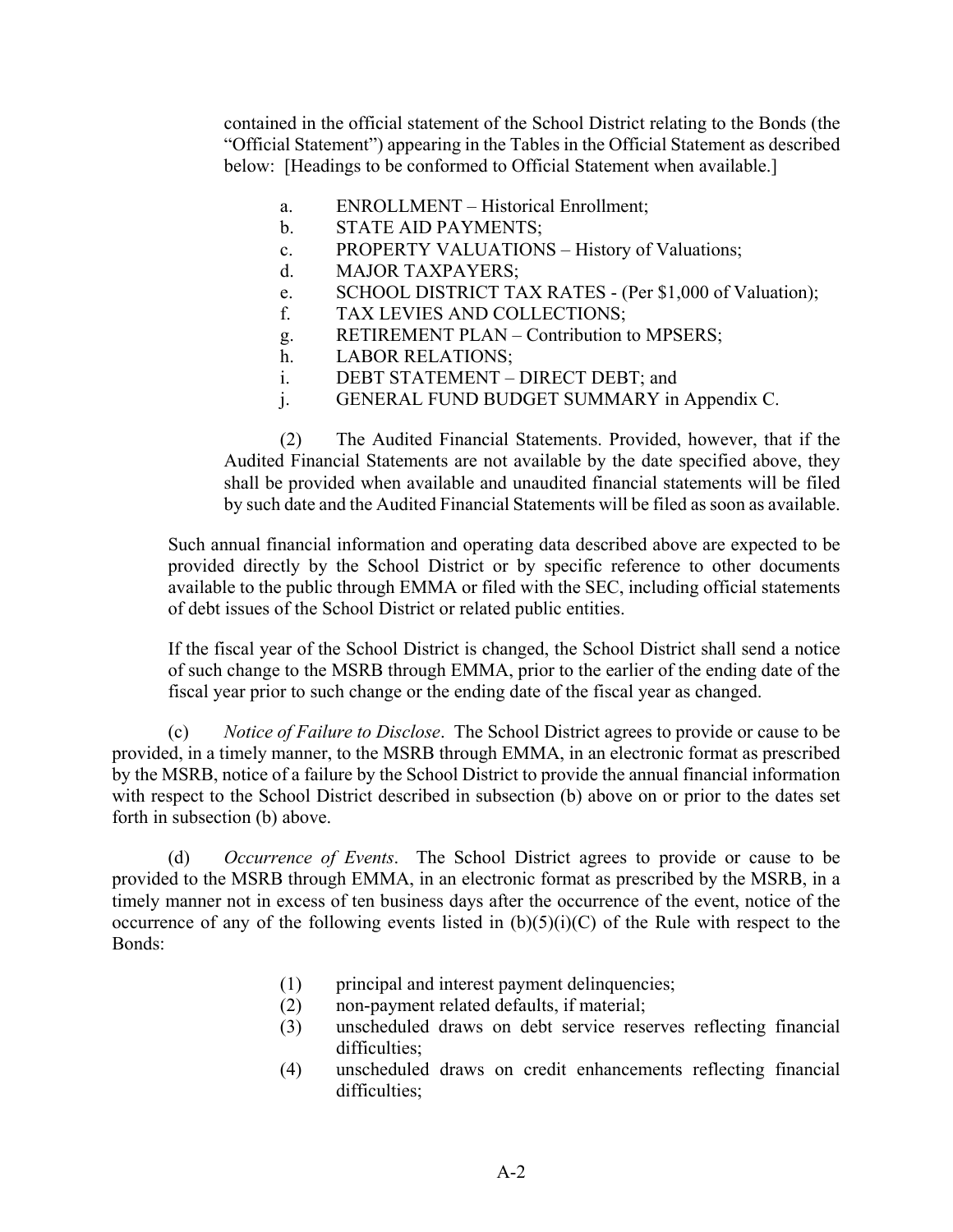contained in the official statement of the School District relating to the Bonds (the "Official Statement") appearing in the Tables in the Official Statement as described below: [Headings to be conformed to Official Statement when available.]

a. ENROLLMENT – Historical Enrollment;
b. STATE AID PAYMENTS;
c. PROPERTY VALUATIONS – History of Valuations;
d. MAJOR TAXPAYERS;
e. SCHOOL DISTRICT TAX RATES - (Per $1,000 of Valuation);
f. TAX LEVIES AND COLLECTIONS;
g. RETIREMENT PLAN – Contribution to MPSERS;
h. LABOR RELATIONS;
i. DEBT STATEMENT – DIRECT DEBT; and
j. GENERAL FUND BUDGET SUMMARY in Appendix C.

(2) The Audited Financial Statements. Provided, however, that if the Audited Financial Statements are not available by the date specified above, they shall be provided when available and unaudited financial statements will be filed by such date and the Audited Financial Statements will be filed as soon as available.

Such annual financial information and operating data described above are expected to be provided directly by the School District or by specific reference to other documents available to the public through EMMA or filed with the SEC, including official statements of debt issues of the School District or related public entities.

If the fiscal year of the School District is changed, the School District shall send a notice of such change to the MSRB through EMMA, prior to the earlier of the ending date of the fiscal year prior to such change or the ending date of the fiscal year as changed.

(c) *Notice of Failure to Disclose*. The School District agrees to provide or cause to be provided, in a timely manner, to the MSRB through EMMA, in an electronic format as prescribed by the MSRB, notice of a failure by the School District to provide the annual financial information with respect to the School District described in subsection (b) above on or prior to the dates set forth in subsection (b) above.

(d) *Occurrence of Events*. The School District agrees to provide or cause to be provided to the MSRB through EMMA, in an electronic format as prescribed by the MSRB, in a timely manner not in excess of ten business days after the occurrence of the event, notice of the occurrence of any of the following events listed in (b)(5)(i)(C) of the Rule with respect to the Bonds:

(1) principal and interest payment delinquencies;
(2) non-payment related defaults, if material;
(3) unscheduled draws on debt service reserves reflecting financial difficulties;
(4) unscheduled draws on credit enhancements reflecting financial difficulties;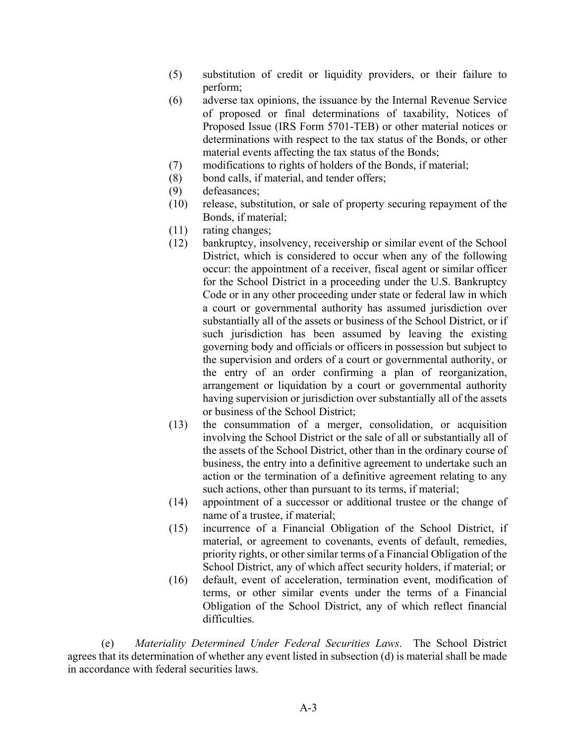(5) substitution of credit or liquidity providers, or their failure to perform;

(6) adverse tax opinions, the issuance by the Internal Revenue Service of proposed or final determinations of taxability, Notices of Proposed Issue (IRS Form 5701-TEB) or other material notices or determinations with respect to the tax status of the Bonds, or other material events affecting the tax status of the Bonds;

(7) modifications to rights of holders of the Bonds, if material;

(8) bond calls, if material, and tender offers;

(9) defeasances;

(10) release, substitution, or sale of property securing repayment of the Bonds, if material;

(11) rating changes;

(12) bankruptcy, insolvency, receivership or similar event of the School District, which is considered to occur when any of the following occur: the appointment of a receiver, fiscal agent or similar officer for the School District in a proceeding under the U.S. Bankruptcy Code or in any other proceeding under state or federal law in which a court or governmental authority has assumed jurisdiction over substantially all of the assets or business of the School District, or if such jurisdiction has been assumed by leaving the existing governing body and officials or officers in possession but subject to the supervision and orders of a court or governmental authority, or the entry of an order confirming a plan of reorganization, arrangement or liquidation by a court or governmental authority having supervision or jurisdiction over substantially all of the assets or business of the School District;

(13) the consummation of a merger, consolidation, or acquisition involving the School District or the sale of all or substantially all of the assets of the School District, other than in the ordinary course of business, the entry into a definitive agreement to undertake such an action or the termination of a definitive agreement relating to any such actions, other than pursuant to its terms, if material;

(14) appointment of a successor or additional trustee or the change of name of a trustee, if material;

(15) incurrence of a Financial Obligation of the School District, if material, or agreement to covenants, events of default, remedies, priority rights, or other similar terms of a Financial Obligation of the School District, any of which affect security holders, if material; or

(16) default, event of acceleration, termination event, modification of terms, or other similar events under the terms of a Financial Obligation of the School District, any of which reflect financial difficulties.

(e) *Materiality Determined Under Federal Securities Laws*. The School District agrees that its determination of whether any event listed in subsection (d) is material shall be made in accordance with federal securities laws.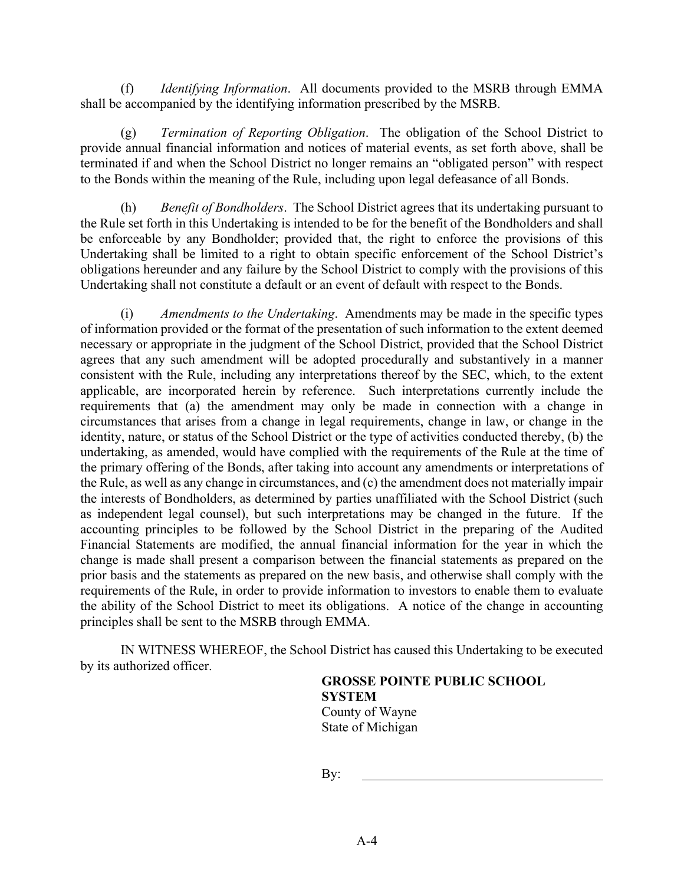(f) *Identifying Information*. All documents provided to the MSRB through EMMA shall be accompanied by the identifying information prescribed by the MSRB.

(g) *Termination of Reporting Obligation*. The obligation of the School District to provide annual financial information and notices of material events, as set forth above, shall be terminated if and when the School District no longer remains an "obligated person" with respect to the Bonds within the meaning of the Rule, including upon legal defeasance of all Bonds.

(h) *Benefit of Bondholders*. The School District agrees that its undertaking pursuant to the Rule set forth in this Undertaking is intended to be for the benefit of the Bondholders and shall be enforceable by any Bondholder; provided that, the right to enforce the provisions of this Undertaking shall be limited to a right to obtain specific enforcement of the School District's obligations hereunder and any failure by the School District to comply with the provisions of this Undertaking shall not constitute a default or an event of default with respect to the Bonds.

(i) *Amendments to the Undertaking*. Amendments may be made in the specific types of information provided or the format of the presentation of such information to the extent deemed necessary or appropriate in the judgment of the School District, provided that the School District agrees that any such amendment will be adopted procedurally and substantively in a manner consistent with the Rule, including any interpretations thereof by the SEC, which, to the extent applicable, are incorporated herein by reference. Such interpretations currently include the requirements that (a) the amendment may only be made in connection with a change in circumstances that arises from a change in legal requirements, change in law, or change in the identity, nature, or status of the School District or the type of activities conducted thereby, (b) the undertaking, as amended, would have complied with the requirements of the Rule at the time of the primary offering of the Bonds, after taking into account any amendments or interpretations of the Rule, as well as any change in circumstances, and (c) the amendment does not materially impair the interests of Bondholders, as determined by parties unaffiliated with the School District (such as independent legal counsel), but such interpretations may be changed in the future. If the accounting principles to be followed by the School District in the preparing of the Audited Financial Statements are modified, the annual financial information for the year in which the change is made shall present a comparison between the financial statements as prepared on the prior basis and the statements as prepared on the new basis, and otherwise shall comply with the requirements of the Rule, in order to provide information to investors to enable them to evaluate the ability of the School District to meet its obligations. A notice of the change in accounting principles shall be sent to the MSRB through EMMA.

IN WITNESS WHEREOF, the School District has caused this Undertaking to be executed by its authorized officer.

**GROSSE POINTE PUBLIC SCHOOL SYSTEM**
County of Wayne
State of Michigan

By: ____________________________________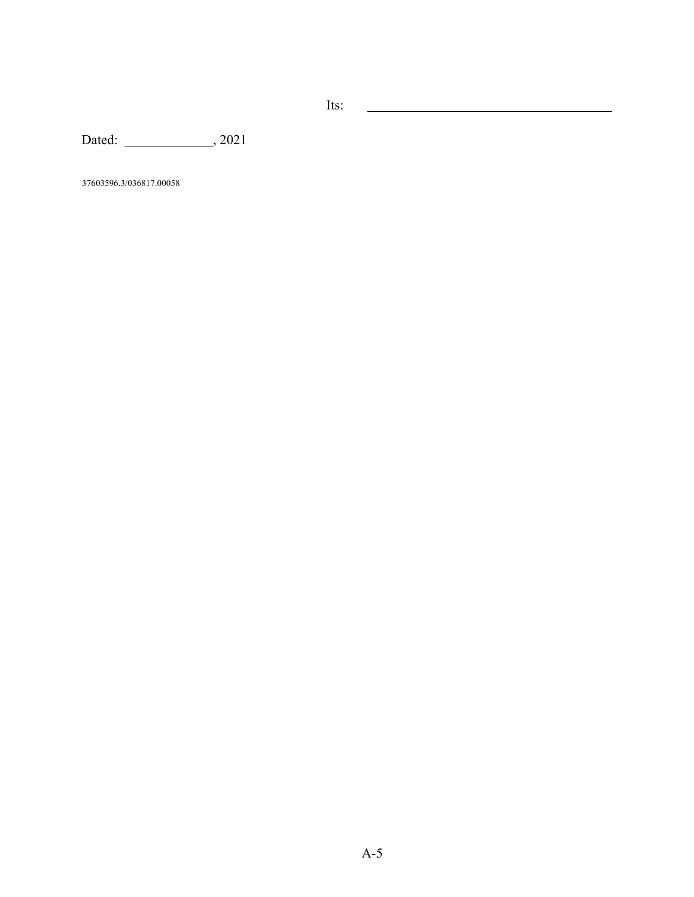Its: ____________________________________

Dated: _____________, 2021

37603596.3/036817.00058